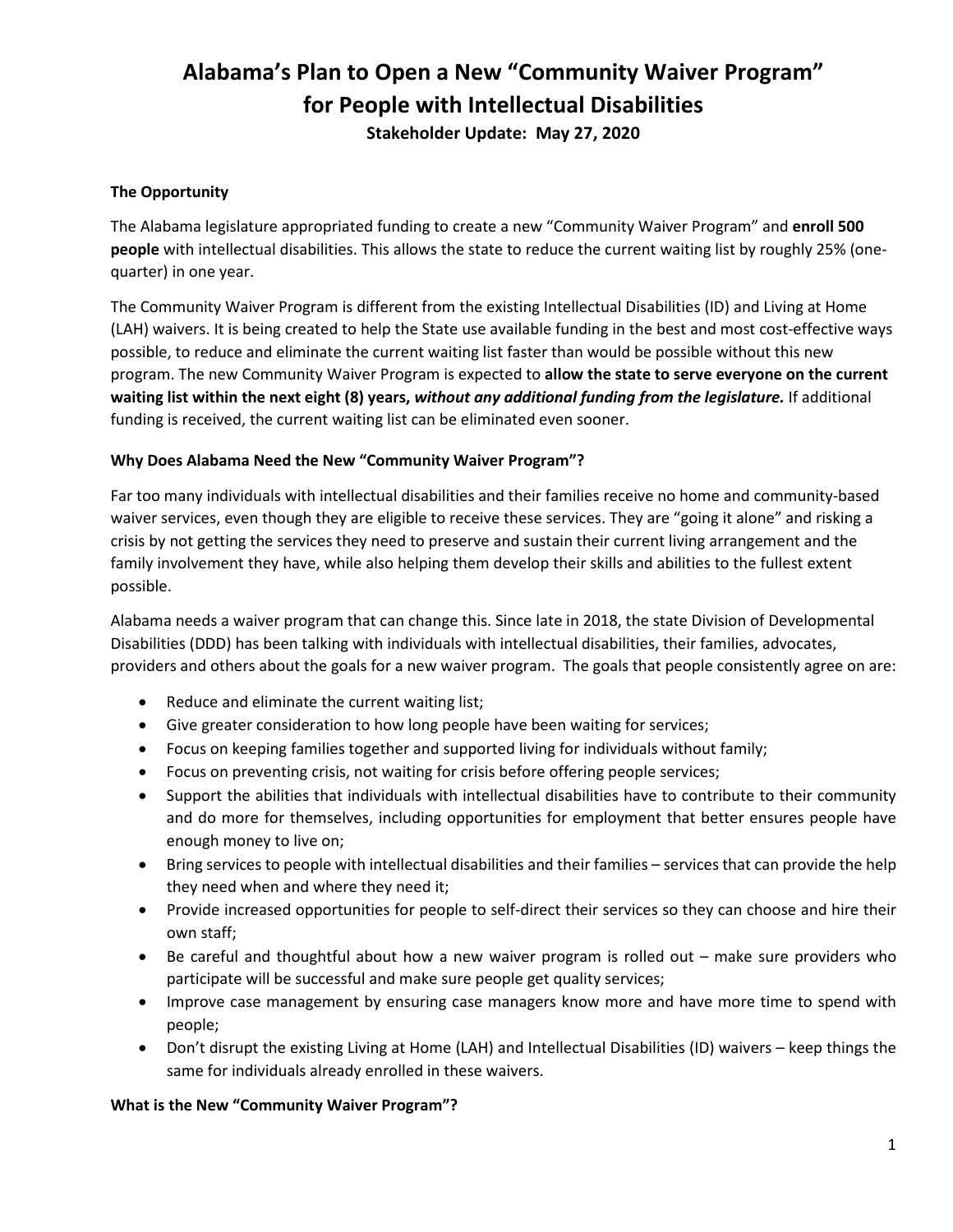# Alabama's Plan to Open a New "Community Waiver Program" for People with Intellectual Disabilities

**Stakeholder Update: May 27, 2020**

### The Opportunity

The Alabama legislature appropriated funding to create a new "Community Waiver Program" and **enroll 500 people** with intellectual disabilities. This allows the state to reduce the current waiting list by roughly 25% (one-quarter) in one year.

The Community Waiver Program is different from the existing Intellectual Disabilities (ID) and Living at Home (LAH) waivers. It is being created to help the State use available funding in the best and most cost-effective ways possible, to reduce and eliminate the current waiting list faster than would be possible without this new program. The new Community Waiver Program is expected to **allow the state to serve everyone on the current waiting list within the next eight (8) years, *without any additional funding from the legislature.*** If additional funding is received, the current waiting list can be eliminated even sooner.

### Why Does Alabama Need the New "Community Waiver Program"?

Far too many individuals with intellectual disabilities and their families receive no home and community-based waiver services, even though they are eligible to receive these services. They are "going it alone" and risking a crisis by not getting the services they need to preserve and sustain their current living arrangement and the family involvement they have, while also helping them develop their skills and abilities to the fullest extent possible.

Alabama needs a waiver program that can change this. Since late in 2018, the state Division of Developmental Disabilities (DDD) has been talking with individuals with intellectual disabilities, their families, advocates, providers and others about the goals for a new waiver program. The goals that people consistently agree on are:

- Reduce and eliminate the current waiting list;
- Give greater consideration to how long people have been waiting for services;
- Focus on keeping families together and supported living for individuals without family;
- Focus on preventing crisis, not waiting for crisis before offering people services;
- Support the abilities that individuals with intellectual disabilities have to contribute to their community and do more for themselves, including opportunities for employment that better ensures people have enough money to live on;
- Bring services to people with intellectual disabilities and their families – services that can provide the help they need when and where they need it;
- Provide increased opportunities for people to self-direct their services so they can choose and hire their own staff;
- Be careful and thoughtful about how a new waiver program is rolled out – make sure providers who participate will be successful and make sure people get quality services;
- Improve case management by ensuring case managers know more and have more time to spend with people;
- Don't disrupt the existing Living at Home (LAH) and Intellectual Disabilities (ID) waivers – keep things the same for individuals already enrolled in these waivers.

### What is the New "Community Waiver Program"?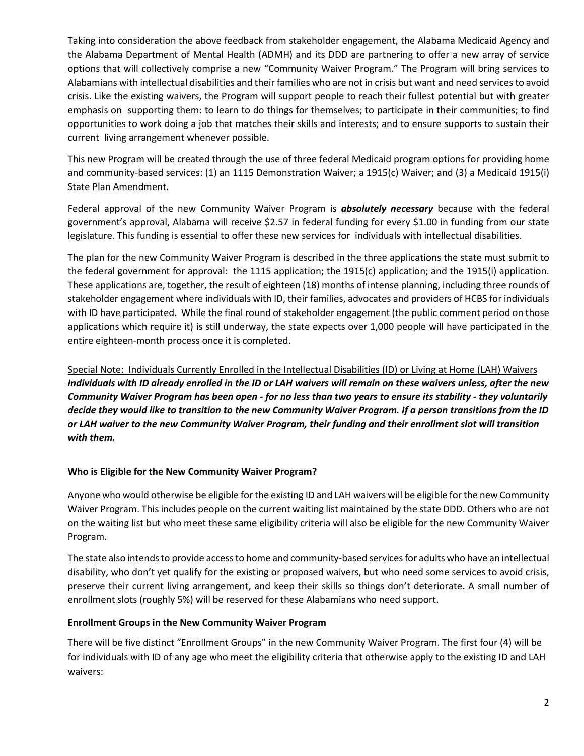Taking into consideration the above feedback from stakeholder engagement, the Alabama Medicaid Agency and the Alabama Department of Mental Health (ADMH) and its DDD are partnering to offer a new array of service options that will collectively comprise a new "Community Waiver Program." The Program will bring services to Alabamians with intellectual disabilities and their families who are not in crisis but want and need services to avoid crisis. Like the existing waivers, the Program will support people to reach their fullest potential but with greater emphasis on supporting them: to learn to do things for themselves; to participate in their communities; to find opportunities to work doing a job that matches their skills and interests; and to ensure supports to sustain their current living arrangement whenever possible.

This new Program will be created through the use of three federal Medicaid program options for providing home and community-based services: (1) an 1115 Demonstration Waiver; a 1915(c) Waiver; and (3) a Medicaid 1915(i) State Plan Amendment.

Federal approval of the new Community Waiver Program is ***absolutely necessary*** because with the federal government's approval, Alabama will receive $2.57 in federal funding for every $1.00 in funding from our state legislature. This funding is essential to offer these new services for individuals with intellectual disabilities.

The plan for the new Community Waiver Program is described in the three applications the state must submit to the federal government for approval: the 1115 application; the 1915(c) application; and the 1915(i) application. These applications are, together, the result of eighteen (18) months of intense planning, including three rounds of stakeholder engagement where individuals with ID, their families, advocates and providers of HCBS for individuals with ID have participated. While the final round of stakeholder engagement (the public comment period on those applications which require it) is still underway, the state expects over 1,000 people will have participated in the entire eighteen-month process once it is completed.

<u>Special Note: Individuals Currently Enrolled in the Intellectual Disabilities (ID) or Living at Home (LAH) Waivers</u>
***Individuals with ID already enrolled in the ID or LAH waivers will remain on these waivers unless, after the new Community Waiver Program has been open - for no less than two years to ensure its stability - they voluntarily decide they would like to transition to the new Community Waiver Program. If a person transitions from the ID or LAH waiver to the new Community Waiver Program, their funding and their enrollment slot will transition with them.***

**Who is Eligible for the New Community Waiver Program?**

Anyone who would otherwise be eligible for the existing ID and LAH waivers will be eligible for the new Community Waiver Program. This includes people on the current waiting list maintained by the state DDD. Others who are not on the waiting list but who meet these same eligibility criteria will also be eligible for the new Community Waiver Program.

The state also intends to provide access to home and community-based services for adults who have an intellectual disability, who don't yet qualify for the existing or proposed waivers, but who need some services to avoid crisis, preserve their current living arrangement, and keep their skills so things don't deteriorate. A small number of enrollment slots (roughly 5%) will be reserved for these Alabamians who need support.

**Enrollment Groups in the New Community Waiver Program**

There will be five distinct "Enrollment Groups" in the new Community Waiver Program. The first four (4) will be for individuals with ID of any age who meet the eligibility criteria that otherwise apply to the existing ID and LAH waivers: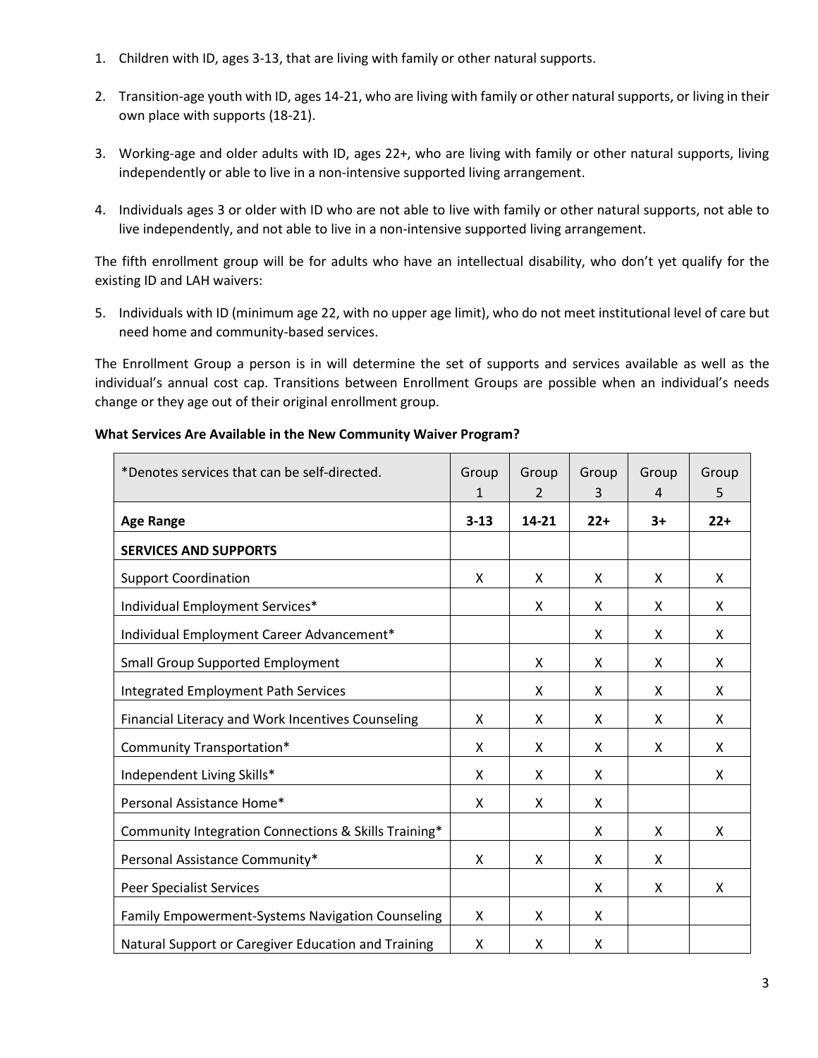1. Children with ID, ages 3-13, that are living with family or other natural supports.

2. Transition-age youth with ID, ages 14-21, who are living with family or other natural supports, or living in their own place with supports (18-21).

3. Working-age and older adults with ID, ages 22+, who are living with family or other natural supports, living independently or able to live in a non-intensive supported living arrangement.

4. Individuals ages 3 or older with ID who are not able to live with family or other natural supports, not able to live independently, and not able to live in a non-intensive supported living arrangement.

The fifth enrollment group will be for adults who have an intellectual disability, who don't yet qualify for the existing ID and LAH waivers:

5. Individuals with ID (minimum age 22, with no upper age limit), who do not meet institutional level of care but need home and community-based services.

The Enrollment Group a person is in will determine the set of supports and services available as well as the individual's annual cost cap. Transitions between Enrollment Groups are possible when an individual's needs change or they age out of their original enrollment group.

**What Services Are Available in the New Community Waiver Program?**

| *Denotes services that can be self-directed. | Group 1 | Group 2 | Group 3 | Group 4 | Group 5 |
|---|---|---|---|---|---|
| **Age Range** | **3-13** | **14-21** | **22+** | **3+** | **22+** |
| **SERVICES AND SUPPORTS** | | | | | |
| Support Coordination | X | X | X | X | X |
| Individual Employment Services* | | X | X | X | X |
| Individual Employment Career Advancement* | | | X | X | X |
| Small Group Supported Employment | | X | X | X | X |
| Integrated Employment Path Services | | X | X | X | X |
| Financial Literacy and Work Incentives Counseling | X | X | X | X | X |
| Community Transportation* | X | X | X | X | X |
| Independent Living Skills* | X | X | X | | X |
| Personal Assistance Home* | X | X | X | | |
| Community Integration Connections & Skills Training* | | | X | X | X |
| Personal Assistance Community* | X | X | X | X | |
| Peer Specialist Services | | | X | X | X |
| Family Empowerment-Systems Navigation Counseling | X | X | X | | |
| Natural Support or Caregiver Education and Training | X | X | X | | |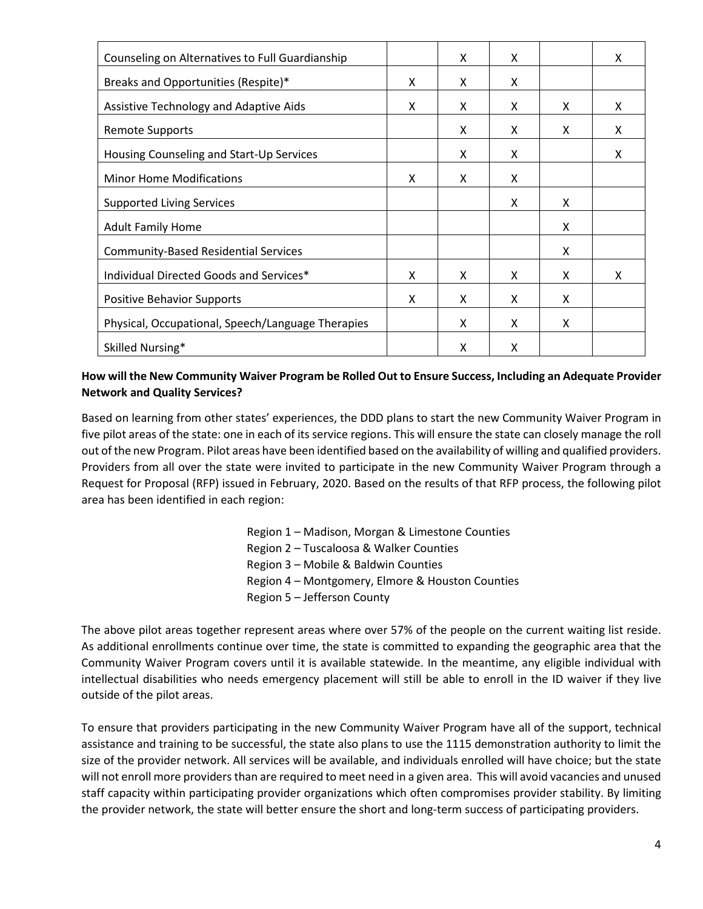| | | | | | |
|---|---|---|---|---|---|
| Counseling on Alternatives to Full Guardianship | | X | X | | X |
| Breaks and Opportunities (Respite)* | X | X | X | | |
| Assistive Technology and Adaptive Aids | X | X | X | X | X |
| Remote Supports | | X | X | X | X |
| Housing Counseling and Start-Up Services | | X | X | | X |
| Minor Home Modifications | X | X | X | | |
| Supported Living Services | | | X | X | |
| Adult Family Home | | | | X | |
| Community-Based Residential Services | | | | X | |
| Individual Directed Goods and Services* | X | X | X | X | X |
| Positive Behavior Supports | X | X | X | X | |
| Physical, Occupational, Speech/Language Therapies | | X | X | X | |
| Skilled Nursing* | | X | X | | |

**How will the New Community Waiver Program be Rolled Out to Ensure Success, Including an Adequate Provider Network and Quality Services?**

Based on learning from other states' experiences, the DDD plans to start the new Community Waiver Program in five pilot areas of the state: one in each of its service regions. This will ensure the state can closely manage the roll out of the new Program. Pilot areas have been identified based on the availability of willing and qualified providers. Providers from all over the state were invited to participate in the new Community Waiver Program through a Request for Proposal (RFP) issued in February, 2020. Based on the results of that RFP process, the following pilot area has been identified in each region:

Region 1 – Madison, Morgan & Limestone Counties
Region 2 – Tuscaloosa & Walker Counties
Region 3 – Mobile & Baldwin Counties
Region 4 – Montgomery, Elmore & Houston Counties
Region 5 – Jefferson County

The above pilot areas together represent areas where over 57% of the people on the current waiting list reside. As additional enrollments continue over time, the state is committed to expanding the geographic area that the Community Waiver Program covers until it is available statewide. In the meantime, any eligible individual with intellectual disabilities who needs emergency placement will still be able to enroll in the ID waiver if they live outside of the pilot areas.

To ensure that providers participating in the new Community Waiver Program have all of the support, technical assistance and training to be successful, the state also plans to use the 1115 demonstration authority to limit the size of the provider network. All services will be available, and individuals enrolled will have choice; but the state will not enroll more providers than are required to meet need in a given area. This will avoid vacancies and unused staff capacity within participating provider organizations which often compromises provider stability. By limiting the provider network, the state will better ensure the short and long-term success of participating providers.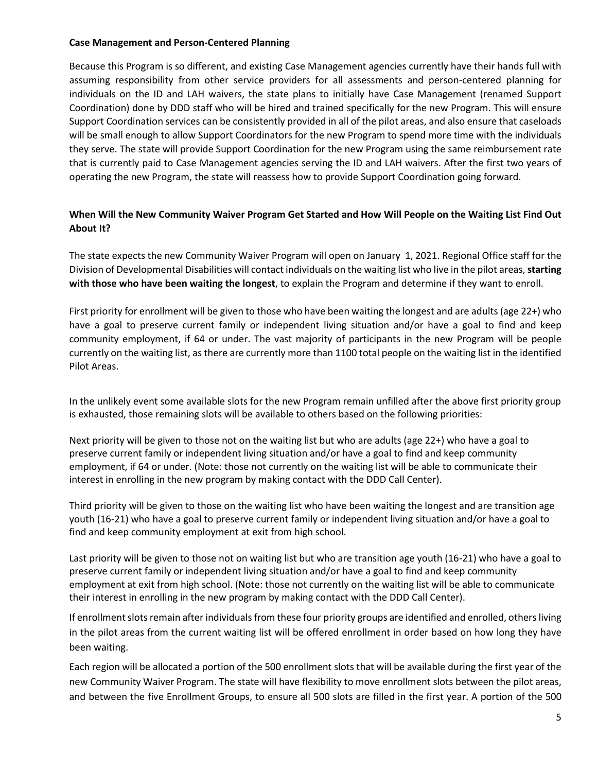**Case Management and Person-Centered Planning**

Because this Program is so different, and existing Case Management agencies currently have their hands full with assuming responsibility from other service providers for all assessments and person-centered planning for individuals on the ID and LAH waivers, the state plans to initially have Case Management (renamed Support Coordination) done by DDD staff who will be hired and trained specifically for the new Program. This will ensure Support Coordination services can be consistently provided in all of the pilot areas, and also ensure that caseloads will be small enough to allow Support Coordinators for the new Program to spend more time with the individuals they serve. The state will provide Support Coordination for the new Program using the same reimbursement rate that is currently paid to Case Management agencies serving the ID and LAH waivers. After the first two years of operating the new Program, the state will reassess how to provide Support Coordination going forward.

**When Will the New Community Waiver Program Get Started and How Will People on the Waiting List Find Out About It?**

The state expects the new Community Waiver Program will open on January 1, 2021. Regional Office staff for the Division of Developmental Disabilities will contact individuals on the waiting list who live in the pilot areas, **starting with those who have been waiting the longest**, to explain the Program and determine if they want to enroll.

First priority for enrollment will be given to those who have been waiting the longest and are adults (age 22+) who have a goal to preserve current family or independent living situation and/or have a goal to find and keep community employment, if 64 or under. The vast majority of participants in the new Program will be people currently on the waiting list, as there are currently more than 1100 total people on the waiting list in the identified Pilot Areas.

In the unlikely event some available slots for the new Program remain unfilled after the above first priority group is exhausted, those remaining slots will be available to others based on the following priorities:

Next priority will be given to those not on the waiting list but who are adults (age 22+) who have a goal to preserve current family or independent living situation and/or have a goal to find and keep community employment, if 64 or under. (Note: those not currently on the waiting list will be able to communicate their interest in enrolling in the new program by making contact with the DDD Call Center).

Third priority will be given to those on the waiting list who have been waiting the longest and are transition age youth (16-21) who have a goal to preserve current family or independent living situation and/or have a goal to find and keep community employment at exit from high school.

Last priority will be given to those not on waiting list but who are transition age youth (16-21) who have a goal to preserve current family or independent living situation and/or have a goal to find and keep community employment at exit from high school. (Note: those not currently on the waiting list will be able to communicate their interest in enrolling in the new program by making contact with the DDD Call Center).

If enrollment slots remain after individuals from these four priority groups are identified and enrolled, others living in the pilot areas from the current waiting list will be offered enrollment in order based on how long they have been waiting.

Each region will be allocated a portion of the 500 enrollment slots that will be available during the first year of the new Community Waiver Program. The state will have flexibility to move enrollment slots between the pilot areas, and between the five Enrollment Groups, to ensure all 500 slots are filled in the first year. A portion of the 500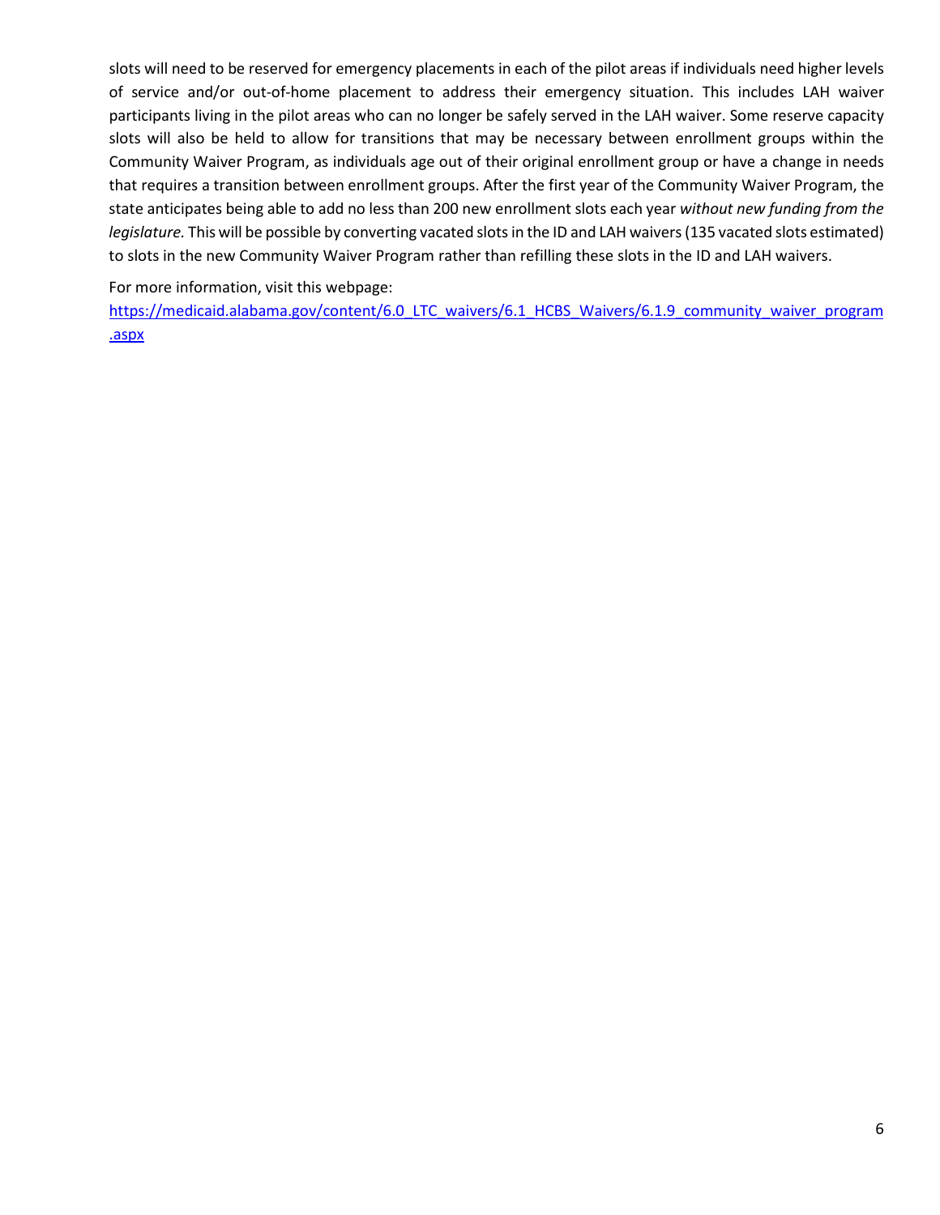slots will need to be reserved for emergency placements in each of the pilot areas if individuals need higher levels of service and/or out-of-home placement to address their emergency situation. This includes LAH waiver participants living in the pilot areas who can no longer be safely served in the LAH waiver. Some reserve capacity slots will also be held to allow for transitions that may be necessary between enrollment groups within the Community Waiver Program, as individuals age out of their original enrollment group or have a change in needs that requires a transition between enrollment groups. After the first year of the Community Waiver Program, the state anticipates being able to add no less than 200 new enrollment slots each year *without new funding from the legislature.* This will be possible by converting vacated slots in the ID and LAH waivers (135 vacated slots estimated) to slots in the new Community Waiver Program rather than refilling these slots in the ID and LAH waivers.

For more information, visit this webpage:
[https://medicaid.alabama.gov/content/6.0_LTC_waivers/6.1_HCBS_Waivers/6.1.9_community_waiver_program.aspx](https://medicaid.alabama.gov/content/6.0_LTC_waivers/6.1_HCBS_Waivers/6.1.9_community_waiver_program.aspx)